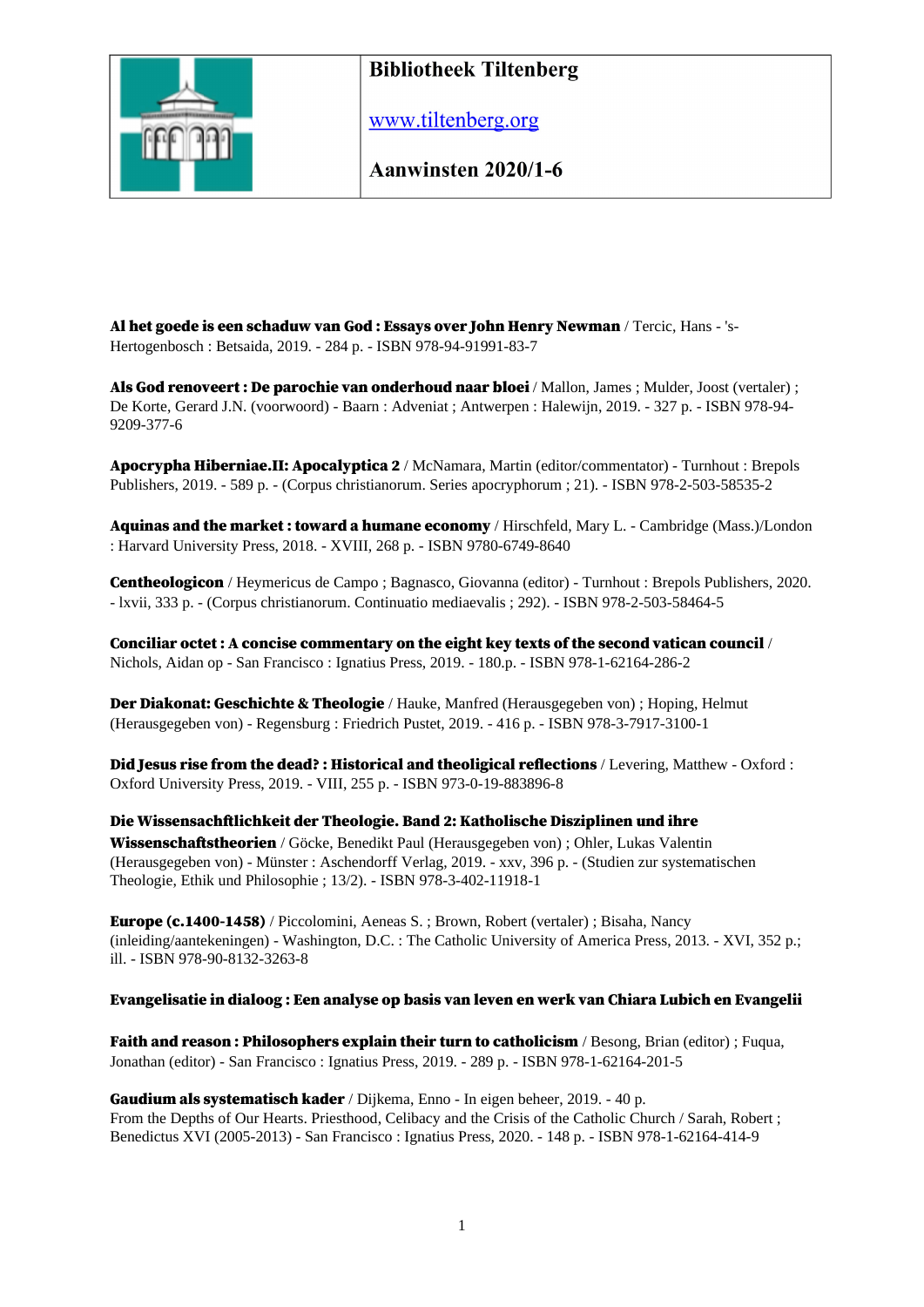| | **Bibliotheek Tiltenberg**<br><br>www.tiltenberg.org<br><br>**Aanwinsten 2020/1-6** |
|---|---|

**Al het goede is een schaduw van God : Essays over John Henry Newman** / Tercic, Hans - 's-Hertogenbosch : Betsaida, 2019. - 284 p. - ISBN 978-94-91991-83-7

**Als God renoveert : De parochie van onderhoud naar bloei** / Mallon, James ; Mulder, Joost (vertaler) ; De Korte, Gerard J.N. (voorwoord) - Baarn : Adveniat ; Antwerpen : Halewijn, 2019. - 327 p. - ISBN 978-94-9209-377-6

**Apocrypha Hiberniae.II: Apocalyptica 2** / McNamara, Martin (editor/commentator) - Turnhout : Brepols Publishers, 2019. - 589 p. - (Corpus christianorum. Series apocryphorum ; 21). - ISBN 978-2-503-58535-2

**Aquinas and the market : toward a humane economy** / Hirschfeld, Mary L. - Cambridge (Mass.)/London : Harvard University Press, 2018. - XVIII, 268 p. - ISBN 9780-6749-8640

**Centheologicon** / Heymericus de Campo ; Bagnasco, Giovanna (editor) - Turnhout : Brepols Publishers, 2020. - lxvii, 333 p. - (Corpus christianorum. Continuatio mediaevalis ; 292). - ISBN 978-2-503-58464-5

**Conciliar octet : A concise commentary on the eight key texts of the second vatican council** / Nichols, Aidan op - San Francisco : Ignatius Press, 2019. - 180.p. - ISBN 978-1-62164-286-2

**Der Diakonat: Geschichte & Theologie** / Hauke, Manfred (Herausgegeben von) ; Hoping, Helmut (Herausgegeben von) - Regensburg : Friedrich Pustet, 2019. - 416 p. - ISBN 978-3-7917-3100-1

**Did Jesus rise from the dead? : Historical and theoligical reflections** / Levering, Matthew - Oxford : Oxford University Press, 2019. - VIII, 255 p. - ISBN 973-0-19-883896-8

**Die Wissensachftlichkeit der Theologie. Band 2: Katholische Disziplinen und ihre Wissenschaftstheorien** / Göcke, Benedikt Paul (Herausgegeben von) ; Ohler, Lukas Valentin (Herausgegeben von) - Münster : Aschendorff Verlag, 2019. - xxv, 396 p. - (Studien zur systematischen Theologie, Ethik und Philosophie ; 13/2). - ISBN 978-3-402-11918-1

**Europe (c.1400-1458)** / Piccolomini, Aeneas S. ; Brown, Robert (vertaler) ; Bisaha, Nancy (inleiding/aantekeningen) - Washington, D.C. : The Catholic University of America Press, 2013. - XVI, 352 p.; ill. - ISBN 978-90-8132-3263-8

**Evangelisatie in dialoog : Een analyse op basis van leven en werk van Chiara Lubich en Evangelii**

**Faith and reason : Philosophers explain their turn to catholicism** / Besong, Brian (editor) ; Fuqua, Jonathan (editor) - San Francisco : Ignatius Press, 2019. - 289 p. - ISBN 978-1-62164-201-5

**Gaudium als systematisch kader** / Dijkema, Enno - In eigen beheer, 2019. - 40 p.
From the Depths of Our Hearts. Priesthood, Celibacy and the Crisis of the Catholic Church / Sarah, Robert ; Benedictus XVI (2005-2013) - San Francisco : Ignatius Press, 2020. - 148 p. - ISBN 978-1-62164-414-9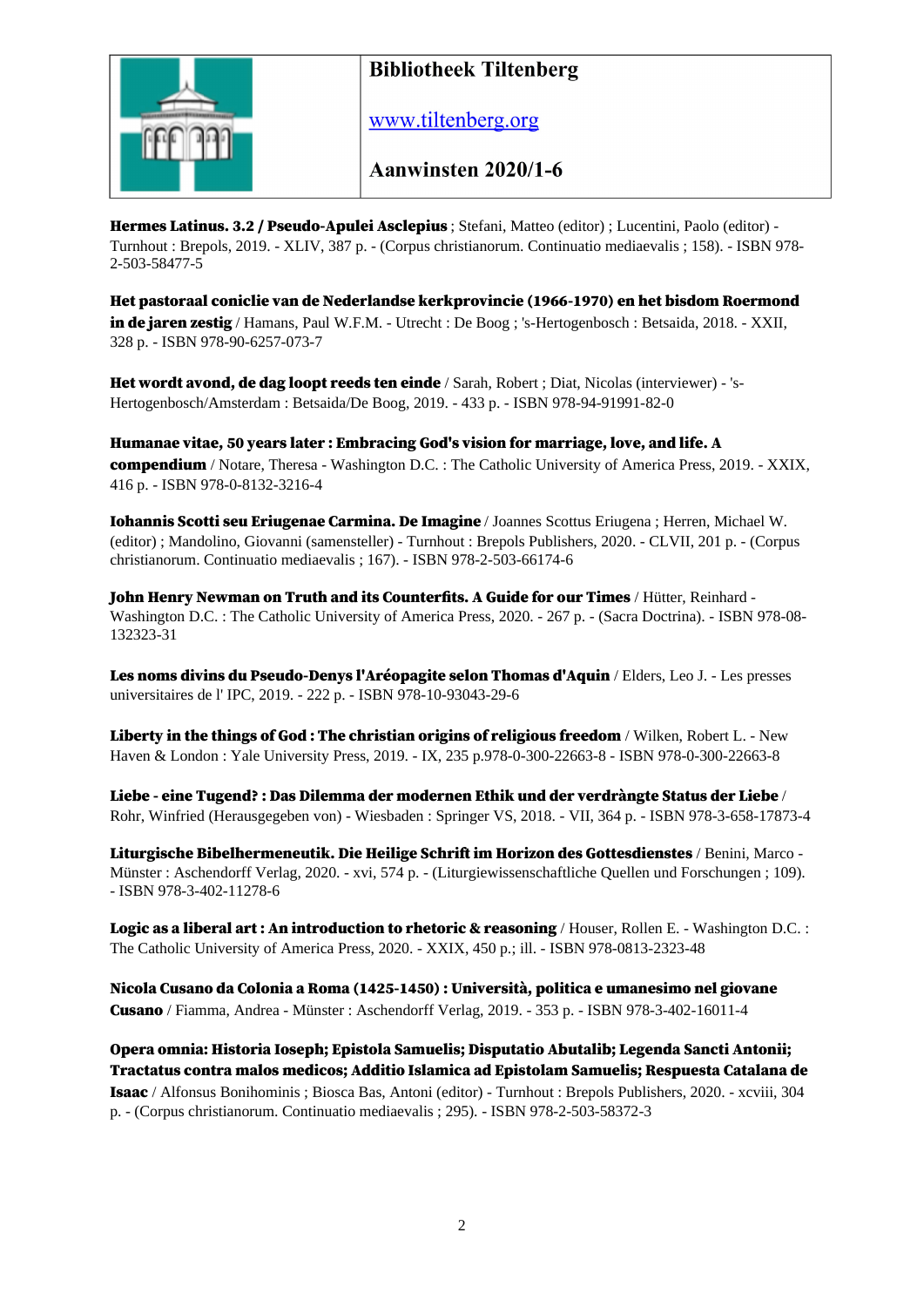**Hermes Latinus. 3.2 / Pseudo-Apulei Asclepius** ; Stefani, Matteo (editor) ; Lucentini, Paolo (editor) - Turnhout : Brepols, 2019. - XLIV, 387 p. - (Corpus christianorum. Continuatio mediaevalis ; 158). - ISBN 978-2-503-58477-5

**Het pastoraal coniclie van de Nederlandse kerkprovincie (1966-1970) en het bisdom Roermond in de jaren zestig** / Hamans, Paul W.F.M. - Utrecht : De Boog ; 's-Hertogenbosch : Betsaida, 2018. - XXII, 328 p. - ISBN 978-90-6257-073-7

**Het wordt avond, de dag loopt reeds ten einde** / Sarah, Robert ; Diat, Nicolas (interviewer) - 's-Hertogenbosch/Amsterdam : Betsaida/De Boog, 2019. - 433 p. - ISBN 978-94-91991-82-0

**Humanae vitae, 50 years later : Embracing God's vision for marriage, love, and life. A compendium** / Notare, Theresa - Washington D.C. : The Catholic University of America Press, 2019. - XXIX, 416 p. - ISBN 978-0-8132-3216-4

**Iohannis Scotti seu Eriugenae Carmina. De Imagine** / Joannes Scottus Eriugena ; Herren, Michael W. (editor) ; Mandolino, Giovanni (samensteller) - Turnhout : Brepols Publishers, 2020. - CLVII, 201 p. - (Corpus christianorum. Continuatio mediaevalis ; 167). - ISBN 978-2-503-66174-6

**John Henry Newman on Truth and its Counterfits. A Guide for our Times** / Hütter, Reinhard - Washington D.C. : The Catholic University of America Press, 2020. - 267 p. - (Sacra Doctrina). - ISBN 978-08-132323-31

**Les noms divins du Pseudo-Denys l'Aréopagite selon Thomas d'Aquin** / Elders, Leo J. - Les presses universitaires de l' IPC, 2019. - 222 p. - ISBN 978-10-93043-29-6

**Liberty in the things of God : The christian origins of religious freedom** / Wilken, Robert L. - New Haven & London : Yale University Press, 2019. - IX, 235 p.978-0-300-22663-8 - ISBN 978-0-300-22663-8

**Liebe - eine Tugend? : Das Dilemma der modernen Ethik und der verdràngte Status der Liebe** / Rohr, Winfried (Herausgegeben von) - Wiesbaden : Springer VS, 2018. - VII, 364 p. - ISBN 978-3-658-17873-4

**Liturgische Bibelhermeneutik. Die Heilige Schrift im Horizon des Gottesdienstes** / Benini, Marco - Münster : Aschendorff Verlag, 2020. - xvi, 574 p. - (Liturgiewissenschaftliche Quellen und Forschungen ; 109). - ISBN 978-3-402-11278-6

**Logic as a liberal art : An introduction to rhetoric & reasoning** / Houser, Rollen E. - Washington D.C. : The Catholic University of America Press, 2020. - XXIX, 450 p.; ill. - ISBN 978-0813-2323-48

**Nicola Cusano da Colonia a Roma (1425-1450) : Università, politica e umanesimo nel giovane Cusano** / Fiamma, Andrea - Münster : Aschendorff Verlag, 2019. - 353 p. - ISBN 978-3-402-16011-4

**Opera omnia: Historia Ioseph; Epistola Samuelis; Disputatio Abutalib; Legenda Sancti Antonii; Tractatus contra malos medicos; Additio Islamica ad Epistolam Samuelis; Respuesta Catalana de Isaac** / Alfonsus Bonihominis ; Biosca Bas, Antoni (editor) - Turnhout : Brepols Publishers, 2020. - xcviii, 304 p. - (Corpus christianorum. Continuatio mediaevalis ; 295). - ISBN 978-2-503-58372-3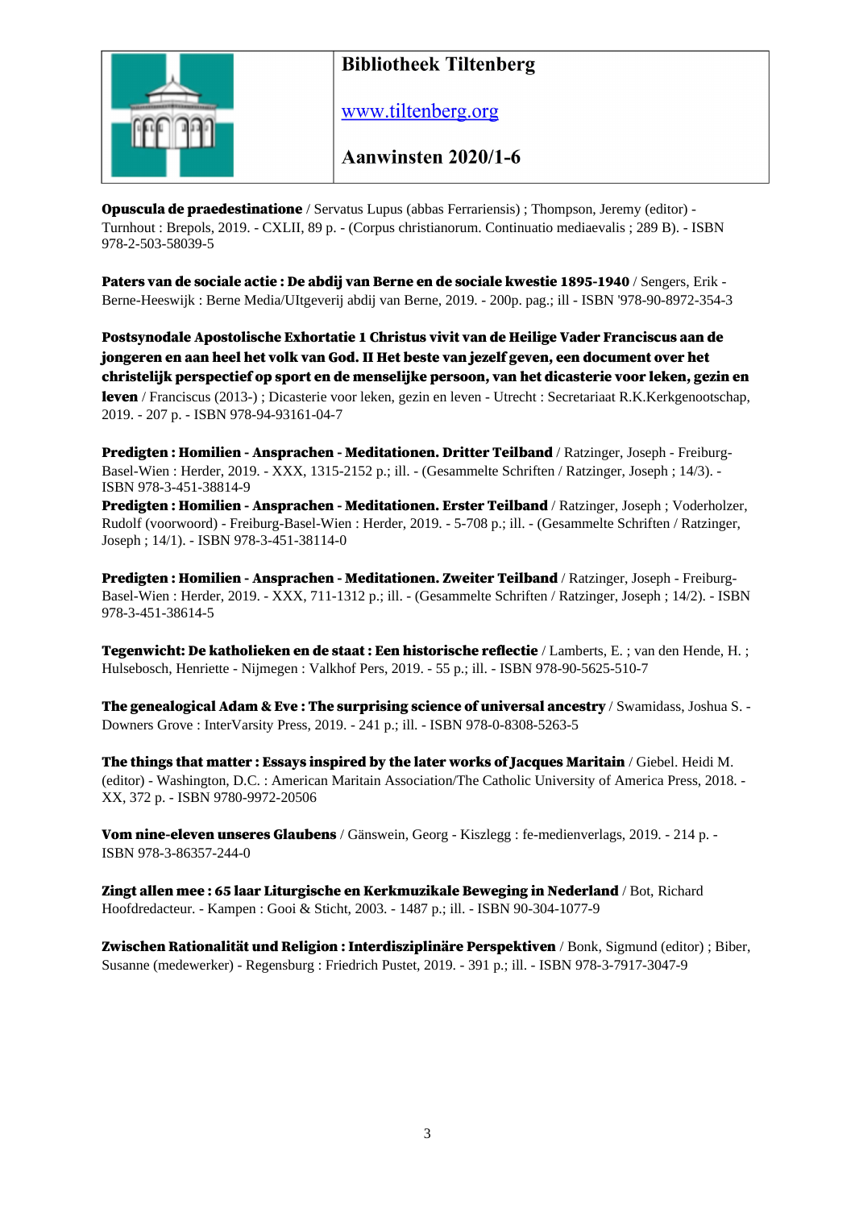| | **Bibliotheek Tiltenberg** |
|---|---|
| | [www.tiltenberg.org](http://www.tiltenberg.org) |
| | **Aanwinsten 2020/1-6** |

**Opuscula de praedestinatione** / Servatus Lupus (abbas Ferrariensis) ; Thompson, Jeremy (editor) - Turnhout : Brepols, 2019. - CXLII, 89 p. - (Corpus christianorum. Continuatio mediaevalis ; 289 B). - ISBN 978-2-503-58039-5

**Paters van de sociale actie : De abdij van Berne en de sociale kwestie 1895-1940** / Sengers, Erik - Berne-Heeswijk : Berne Media/UItgeverij abdij van Berne, 2019. - 200p. pag.; ill - ISBN '978-90-8972-354-3

**Postsynodale Apostolische Exhortatie 1 Christus vivit van de Heilige Vader Franciscus aan de jongeren en aan heel het volk van God. II Het beste van jezelf geven, een document over het christelijk perspectief op sport en de menselijke persoon, van het dicasterie voor leken, gezin en leven** / Franciscus (2013-) ; Dicasterie voor leken, gezin en leven - Utrecht : Secretariaat R.K.Kerkgenootschap, 2019. - 207 p. - ISBN 978-94-93161-04-7

**Predigten : Homilien - Ansprachen - Meditationen. Dritter Teilband** / Ratzinger, Joseph - Freiburg-Basel-Wien : Herder, 2019. - XXX, 1315-2152 p.; ill. - (Gesammelte Schriften / Ratzinger, Joseph ; 14/3). - ISBN 978-3-451-38814-9

**Predigten : Homilien - Ansprachen - Meditationen. Erster Teilband** / Ratzinger, Joseph ; Voderholzer, Rudolf (voorwoord) - Freiburg-Basel-Wien : Herder, 2019. - 5-708 p.; ill. - (Gesammelte Schriften / Ratzinger, Joseph ; 14/1). - ISBN 978-3-451-38114-0

**Predigten : Homilien - Ansprachen - Meditationen. Zweiter Teilband** / Ratzinger, Joseph - Freiburg-Basel-Wien : Herder, 2019. - XXX, 711-1312 p.; ill. - (Gesammelte Schriften / Ratzinger, Joseph ; 14/2). - ISBN 978-3-451-38614-5

**Tegenwicht: De katholieken en de staat : Een historische reflectie** / Lamberts, E. ; van den Hende, H. ; Hulsebosch, Henriette - Nijmegen : Valkhof Pers, 2019. - 55 p.; ill. - ISBN 978-90-5625-510-7

**The genealogical Adam & Eve : The surprising science of universal ancestry** / Swamidass, Joshua S. - Downers Grove : InterVarsity Press, 2019. - 241 p.; ill. - ISBN 978-0-8308-5263-5

**The things that matter : Essays inspired by the later works of Jacques Maritain** / Giebel. Heidi M. (editor) - Washington, D.C. : American Maritain Association/The Catholic University of America Press, 2018. - XX, 372 p. - ISBN 9780-9972-20506

**Vom nine-eleven unseres Glaubens** / Gänswein, Georg - Kiszlegg : fe-medienverlags, 2019. - 214 p. - ISBN 978-3-86357-244-0

**Zingt allen mee : 65 laar Liturgische en Kerkmuzikale Beweging in Nederland** / Bot, Richard Hoofdredacteur. - Kampen : Gooi & Sticht, 2003. - 1487 p.; ill. - ISBN 90-304-1077-9

**Zwischen Rationalität und Religion : Interdisziplinäre Perspektiven** / Bonk, Sigmund (editor) ; Biber, Susanne (medewerker) - Regensburg : Friedrich Pustet, 2019. - 391 p.; ill. - ISBN 978-3-7917-3047-9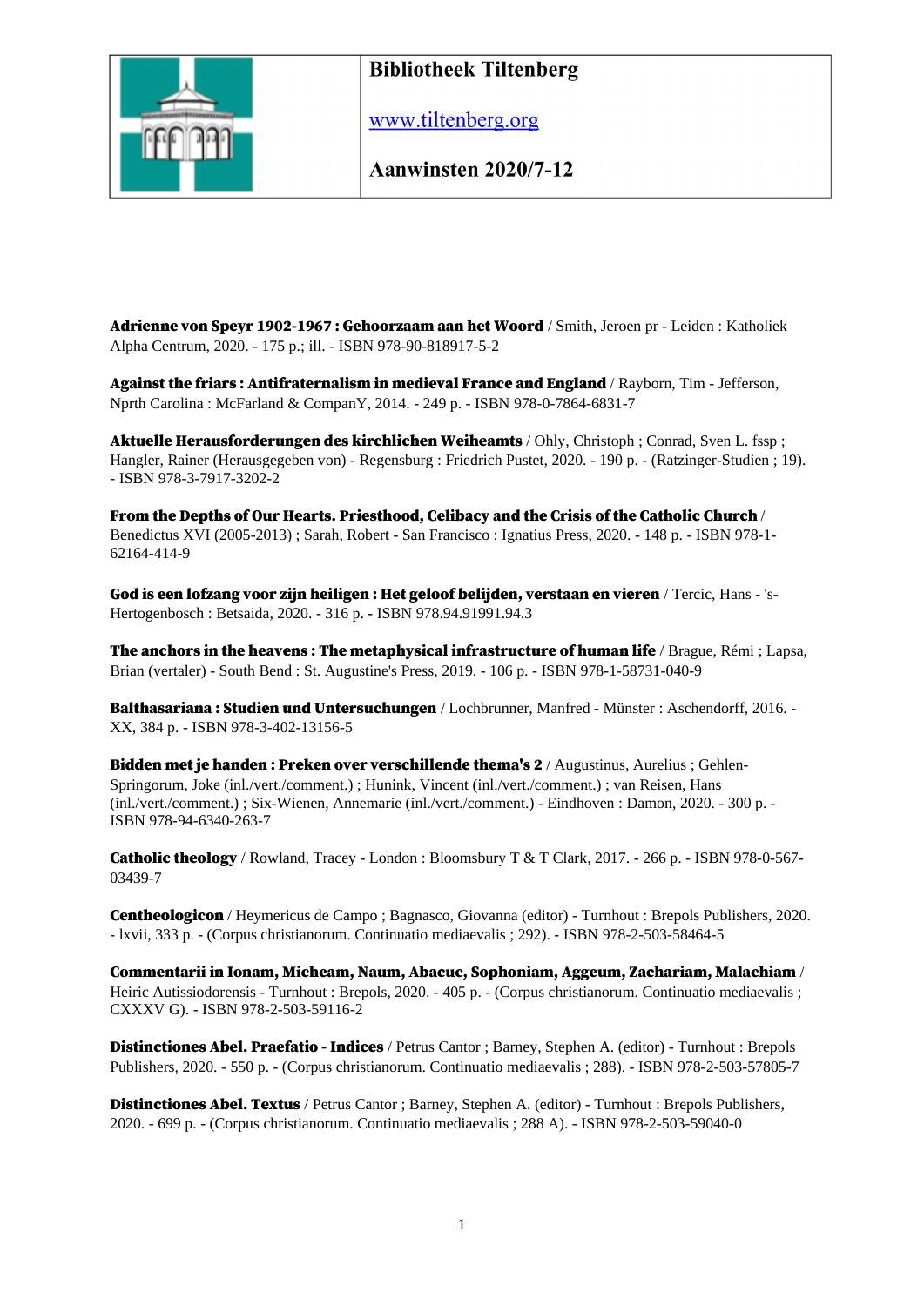| | **Bibliotheek Tiltenberg** |
|---|---|
| | [www.tiltenberg.org](http://www.tiltenberg.org) |
| | **Aanwinsten 2020/7-12** |

**Adrienne von Speyr 1902-1967 : Gehoorzaam aan het Woord** / Smith, Jeroen pr - Leiden : Katholiek Alpha Centrum, 2020. - 175 p.; ill. - ISBN 978-90-818917-5-2

**Against the friars : Antifraternalism in medieval France and England** / Rayborn, Tim - Jefferson, Nprth Carolina : McFarland & CompanY, 2014. - 249 p. - ISBN 978-0-7864-6831-7

**Aktuelle Herausforderungen des kirchlichen Weiheamts** / Ohly, Christoph ; Conrad, Sven L. fssp ; Hangler, Rainer (Herausgegeben von) - Regensburg : Friedrich Pustet, 2020. - 190 p. - (Ratzinger-Studien ; 19). - ISBN 978-3-7917-3202-2

**From the Depths of Our Hearts. Priesthood, Celibacy and the Crisis of the Catholic Church** / Benedictus XVI (2005-2013) ; Sarah, Robert - San Francisco : Ignatius Press, 2020. - 148 p. - ISBN 978-1-62164-414-9

**God is een lofzang voor zijn heiligen : Het geloof belijden, verstaan en vieren** / Tercic, Hans - 's-Hertogenbosch : Betsaida, 2020. - 316 p. - ISBN 978.94.91991.94.3

**The anchors in the heavens : The metaphysical infrastructure of human life** / Brague, Rémi ; Lapsa, Brian (vertaler) - South Bend : St. Augustine's Press, 2019. - 106 p. - ISBN 978-1-58731-040-9

**Balthasariana : Studien und Untersuchungen** / Lochbrunner, Manfred - Münster : Aschendorff, 2016. - XX, 384 p. - ISBN 978-3-402-13156-5

**Bidden met je handen : Preken over verschillende thema's 2** / Augustinus, Aurelius ; Gehlen-Springorum, Joke (inl./vert./comment.) ; Hunink, Vincent (inl./vert./comment.) ; van Reisen, Hans (inl./vert./comment.) ; Six-Wienen, Annemarie (inl./vert./comment.) - Eindhoven : Damon, 2020. - 300 p. - ISBN 978-94-6340-263-7

**Catholic theology** / Rowland, Tracey - London : Bloomsbury T & T Clark, 2017. - 266 p. - ISBN 978-0-567-03439-7

**Centheologicon** / Heymericus de Campo ; Bagnasco, Giovanna (editor) - Turnhout : Brepols Publishers, 2020. - lxvii, 333 p. - (Corpus christianorum. Continuatio mediaevalis ; 292). - ISBN 978-2-503-58464-5

**Commentarii in Ionam, Micheam, Naum, Abacuc, Sophoniam, Aggeum, Zachariam, Malachiam** / Heiric Autissiodorensis - Turnhout : Brepols, 2020. - 405 p. - (Corpus christianorum. Continuatio mediaevalis ; CXXXV G). - ISBN 978-2-503-59116-2

**Distinctiones Abel. Praefatio - Indices** / Petrus Cantor ; Barney, Stephen A. (editor) - Turnhout : Brepols Publishers, 2020. - 550 p. - (Corpus christianorum. Continuatio mediaevalis ; 288). - ISBN 978-2-503-57805-7

**Distinctiones Abel. Textus** / Petrus Cantor ; Barney, Stephen A. (editor) - Turnhout : Brepols Publishers, 2020. - 699 p. - (Corpus christianorum. Continuatio mediaevalis ; 288 A). - ISBN 978-2-503-59040-0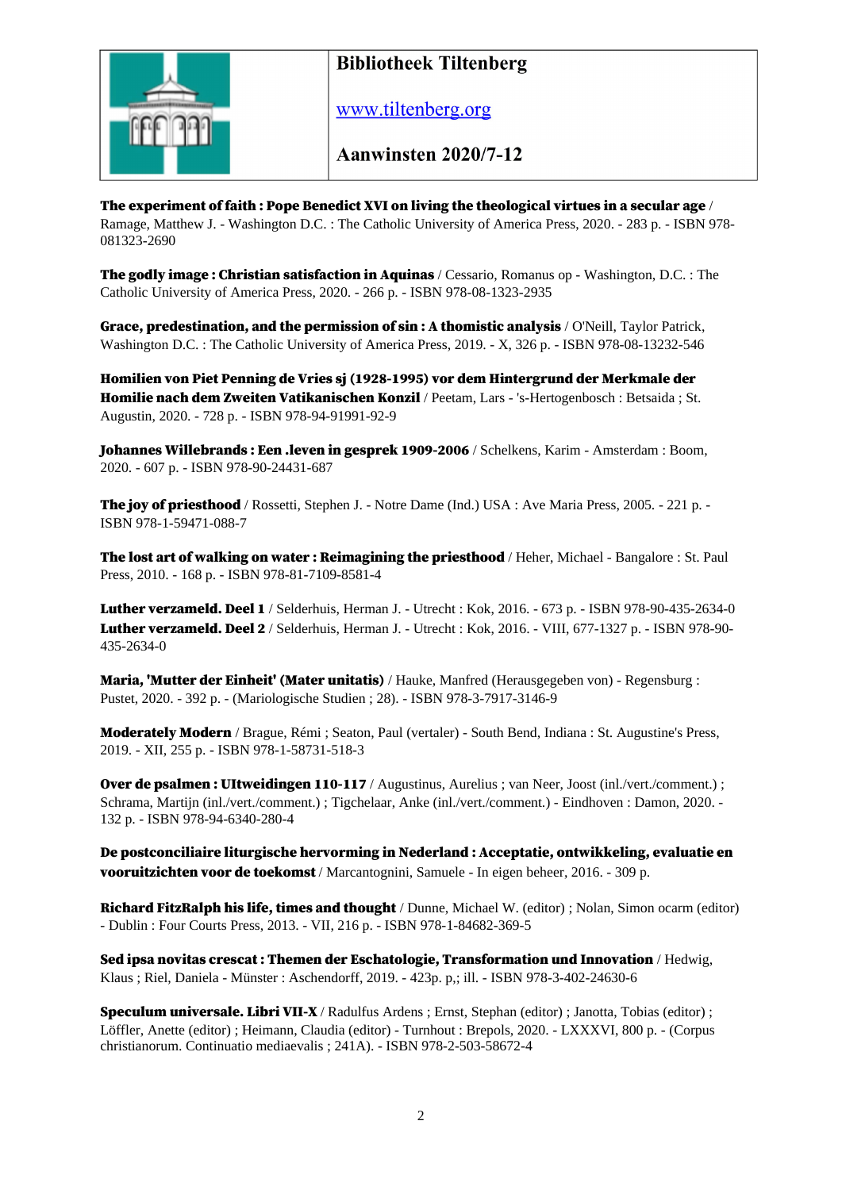**Bibliotheek Tiltenberg**

www.tiltenberg.org

**Aanwinsten 2020/7-12**

**The experiment of faith : Pope Benedict XVI on living the theological virtues in a secular age** / Ramage, Matthew J. - Washington D.C. : The Catholic University of America Press, 2020. - 283 p. - ISBN 978-081323-2690

**The godly image : Christian satisfaction in Aquinas** / Cessario, Romanus op - Washington, D.C. : The Catholic University of America Press, 2020. - 266 p. - ISBN 978-08-1323-2935

**Grace, predestination, and the permission of sin : A thomistic analysis** / O'Neill, Taylor Patrick, Washington D.C. : The Catholic University of America Press, 2019. - X, 326 p. - ISBN 978-08-13232-546

**Homilien von Piet Penning de Vries sj (1928-1995) vor dem Hintergrund der Merkmale der Homilie nach dem Zweiten Vatikanischen Konzil** / Peetam, Lars - 's-Hertogenbosch : Betsaida ; St. Augustin, 2020. - 728 p. - ISBN 978-94-91991-92-9

**Johannes Willebrands : Een .leven in gesprek 1909-2006** / Schelkens, Karim - Amsterdam : Boom, 2020. - 607 p. - ISBN 978-90-24431-687

**The joy of priesthood** / Rossetti, Stephen J. - Notre Dame (Ind.) USA : Ave Maria Press, 2005. - 221 p. - ISBN 978-1-59471-088-7

**The lost art of walking on water : Reimagining the priesthood** / Heher, Michael - Bangalore : St. Paul Press, 2010. - 168 p. - ISBN 978-81-7109-8581-4

**Luther verzameld. Deel 1** / Selderhuis, Herman J. - Utrecht : Kok, 2016. - 673 p. - ISBN 978-90-435-2634-0

**Luther verzameld. Deel 2** / Selderhuis, Herman J. - Utrecht : Kok, 2016. - VIII, 677-1327 p. - ISBN 978-90-435-2634-0

**Maria, 'Mutter der Einheit' (Mater unitatis)** / Hauke, Manfred (Herausgegeben von) - Regensburg : Pustet, 2020. - 392 p. - (Mariologische Studien ; 28). - ISBN 978-3-7917-3146-9

**Moderately Modern** / Brague, Rémi ; Seaton, Paul (vertaler) - South Bend, Indiana : St. Augustine's Press, 2019. - XII, 255 p. - ISBN 978-1-58731-518-3

**Over de psalmen : UItweidingen 110-117** / Augustinus, Aurelius ; van Neer, Joost (inl./vert./comment.) ; Schrama, Martijn (inl./vert./comment.) ; Tigchelaar, Anke (inl./vert./comment.) - Eindhoven : Damon, 2020. - 132 p. - ISBN 978-94-6340-280-4

**De postconciliaire liturgische hervorming in Nederland : Acceptatie, ontwikkeling, evaluatie en vooruitzichten voor de toekomst** / Marcantognini, Samuele - In eigen beheer, 2016. - 309 p.

**Richard FitzRalph his life, times and thought** / Dunne, Michael W. (editor) ; Nolan, Simon ocarm (editor) - Dublin : Four Courts Press, 2013. - VII, 216 p. - ISBN 978-1-84682-369-5

**Sed ipsa novitas crescat : Themen der Eschatologie, Transformation und Innovation** / Hedwig, Klaus ; Riel, Daniela - Münster : Aschendorff, 2019. - 423p. p,; ill. - ISBN 978-3-402-24630-6

**Speculum universale. Libri VII-X** / Radulfus Ardens ; Ernst, Stephan (editor) ; Janotta, Tobias (editor) ; Löffler, Anette (editor) ; Heimann, Claudia (editor) - Turnhout : Brepols, 2020. - LXXXVI, 800 p. - (Corpus christianorum. Continuatio mediaevalis ; 241A). - ISBN 978-2-503-58672-4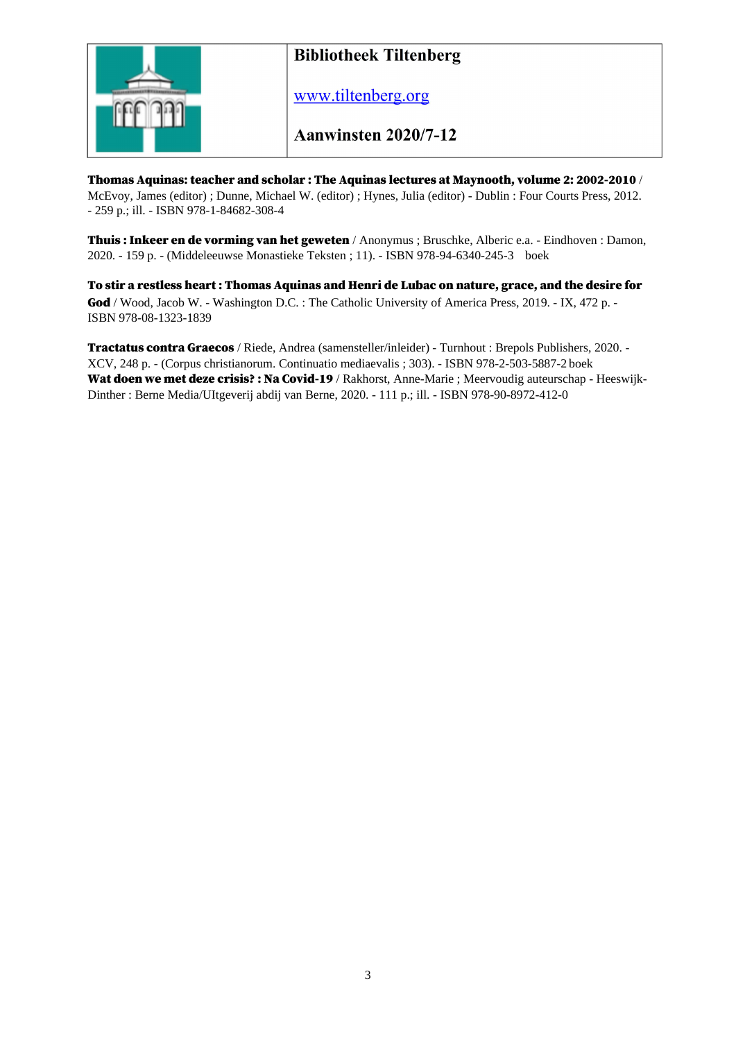| | |
|---|---|
| | **Bibliotheek Tiltenberg**<br><br>www.tiltenberg.org<br><br>**Aanwinsten 2020/7-12** |

**Thomas Aquinas: teacher and scholar : The Aquinas lectures at Maynooth, volume 2: 2002-2010** / McEvoy, James (editor) ; Dunne, Michael W. (editor) ; Hynes, Julia (editor) - Dublin : Four Courts Press, 2012. - 259 p.; ill. - ISBN 978-1-84682-308-4

**Thuis : Inkeer en de vorming van het geweten** / Anonymus ; Bruschke, Alberic e.a. - Eindhoven : Damon, 2020. - 159 p. - (Middeleeuwse Monastieke Teksten ; 11). - ISBN 978-94-6340-245-3 boek

**To stir a restless heart : Thomas Aquinas and Henri de Lubac on nature, grace, and the desire for God** / Wood, Jacob W. - Washington D.C. : The Catholic University of America Press, 2019. - IX, 472 p. - ISBN 978-08-1323-1839

**Tractatus contra Graecos** / Riede, Andrea (samensteller/inleider) - Turnhout : Brepols Publishers, 2020. - XCV, 248 p. - (Corpus christianorum. Continuatio mediaevalis ; 303). - ISBN 978-2-503-5887-2 boek

**Wat doen we met deze crisis? : Na Covid-19** / Rakhorst, Anne-Marie ; Meervoudig auteurschap - Heeswijk-Dinther : Berne Media/UItgeverij abdij van Berne, 2020. - 111 p.; ill. - ISBN 978-90-8972-412-0